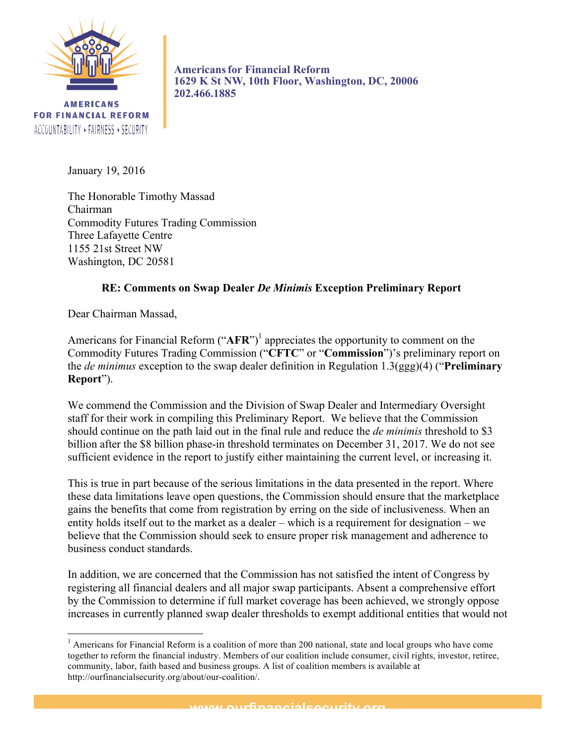AMERICANS FOR FINANCIAL REFORM
ACCOUNTABILITY ★ FAIRNESS ★ SECURITY

**Americans for Financial Reform**
**1629 K St NW, 10th Floor, Washington, DC, 20006**
**202.466.1885**

January 19, 2016

The Honorable Timothy Massad
Chairman
Commodity Futures Trading Commission
Three Lafayette Centre
1155 21st Street NW
Washington, DC 20581

**RE: Comments on Swap Dealer *De Minimis* Exception Preliminary Report**

Dear Chairman Massad,

Americans for Financial Reform ("**AFR**")[1] appreciates the opportunity to comment on the Commodity Futures Trading Commission ("**CFTC**" or "**Commission**")'s preliminary report on the *de minimus* exception to the swap dealer definition in Regulation 1.3(ggg)(4) ("**Preliminary Report**").

We commend the Commission and the Division of Swap Dealer and Intermediary Oversight staff for their work in compiling this Preliminary Report. We believe that the Commission should continue on the path laid out in the final rule and reduce the *de minimis* threshold to $3 billion after the $8 billion phase-in threshold terminates on December 31, 2017. We do not see sufficient evidence in the report to justify either maintaining the current level, or increasing it.

This is true in part because of the serious limitations in the data presented in the report. Where these data limitations leave open questions, the Commission should ensure that the marketplace gains the benefits that come from registration by erring on the side of inclusiveness. When an entity holds itself out to the market as a dealer – which is a requirement for designation – we believe that the Commission should seek to ensure proper risk management and adherence to business conduct standards.

In addition, we are concerned that the Commission has not satisfied the intent of Congress by registering all financial dealers and all major swap participants. Absent a comprehensive effort by the Commission to determine if full market coverage has been achieved, we strongly oppose increases in currently planned swap dealer thresholds to exempt additional entities that would not

[1] Americans for Financial Reform is a coalition of more than 200 national, state and local groups who have come together to reform the financial industry. Members of our coalition include consumer, civil rights, investor, retiree, community, labor, faith based and business groups. A list of coalition members is available at http://ourfinancialsecurity.org/about/our-coalition/.

www.ourfinancialsecurity.org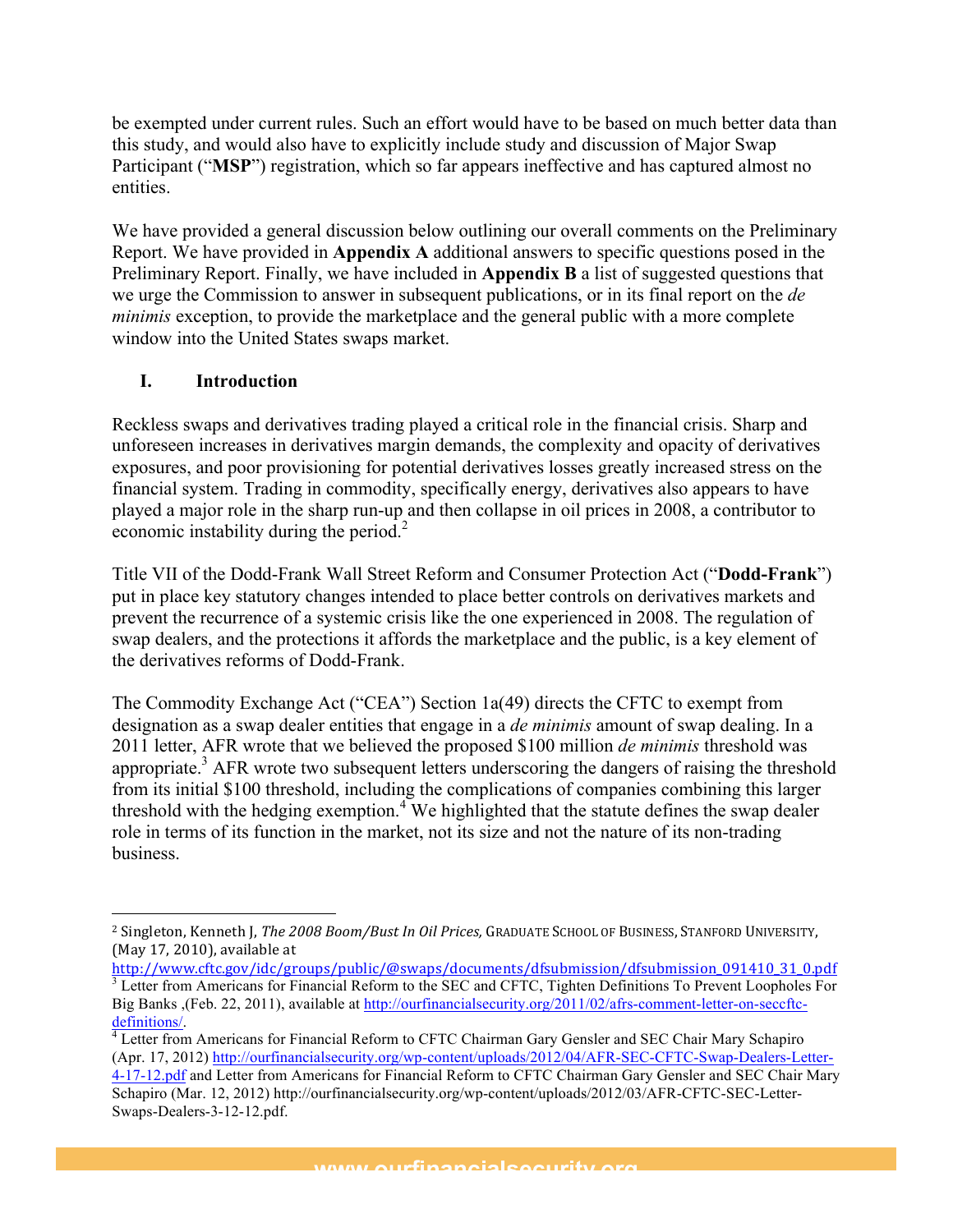be exempted under current rules. Such an effort would have to be based on much better data than this study, and would also have to explicitly include study and discussion of Major Swap Participant ("**MSP**") registration, which so far appears ineffective and has captured almost no entities.

We have provided a general discussion below outlining our overall comments on the Preliminary Report. We have provided in **Appendix A** additional answers to specific questions posed in the Preliminary Report. Finally, we have included in **Appendix B** a list of suggested questions that we urge the Commission to answer in subsequent publications, or in its final report on the *de minimis* exception, to provide the marketplace and the general public with a more complete window into the United States swaps market.

## I. Introduction

Reckless swaps and derivatives trading played a critical role in the financial crisis. Sharp and unforeseen increases in derivatives margin demands, the complexity and opacity of derivatives exposures, and poor provisioning for potential derivatives losses greatly increased stress on the financial system. Trading in commodity, specifically energy, derivatives also appears to have played a major role in the sharp run-up and then collapse in oil prices in 2008, a contributor to economic instability during the period.[2]

Title VII of the Dodd-Frank Wall Street Reform and Consumer Protection Act ("**Dodd-Frank**") put in place key statutory changes intended to place better controls on derivatives markets and prevent the recurrence of a systemic crisis like the one experienced in 2008. The regulation of swap dealers, and the protections it affords the marketplace and the public, is a key element of the derivatives reforms of Dodd-Frank.

The Commodity Exchange Act ("CEA") Section 1a(49) directs the CFTC to exempt from designation as a swap dealer entities that engage in a *de minimis* amount of swap dealing. In a 2011 letter, AFR wrote that we believed the proposed $100 million *de minimis* threshold was appropriate.[3] AFR wrote two subsequent letters underscoring the dangers of raising the threshold from its initial $100 threshold, including the complications of companies combining this larger threshold with the hedging exemption.[4] We highlighted that the statute defines the swap dealer role in terms of its function in the market, not its size and not the nature of its non-trading business.

---

[2] Singleton, Kenneth J, *The 2008 Boom/Bust In Oil Prices,* GRADUATE SCHOOL OF BUSINESS, STANFORD UNIVERSITY, (May 17, 2010), available at http://www.cftc.gov/idc/groups/public/@swaps/documents/dfsubmission/dfsubmission_091410_31_0.pdf

[3] Letter from Americans for Financial Reform to the SEC and CFTC, Tighten Definitions To Prevent Loopholes For Big Banks ,(Feb. 22, 2011), available at http://ourfinancialsecurity.org/2011/02/afrs-comment-letter-on-seccftc-definitions/.

[4] Letter from Americans for Financial Reform to CFTC Chairman Gary Gensler and SEC Chair Mary Schapiro (Apr. 17, 2012) http://ourfinancialsecurity.org/wp-content/uploads/2012/04/AFR-SEC-CFTC-Swap-Dealers-Letter-4-17-12.pdf and Letter from Americans for Financial Reform to CFTC Chairman Gary Gensler and SEC Chair Mary Schapiro (Mar. 12, 2012) http://ourfinancialsecurity.org/wp-content/uploads/2012/03/AFR-CFTC-SEC-Letter-Swaps-Dealers-3-12-12.pdf.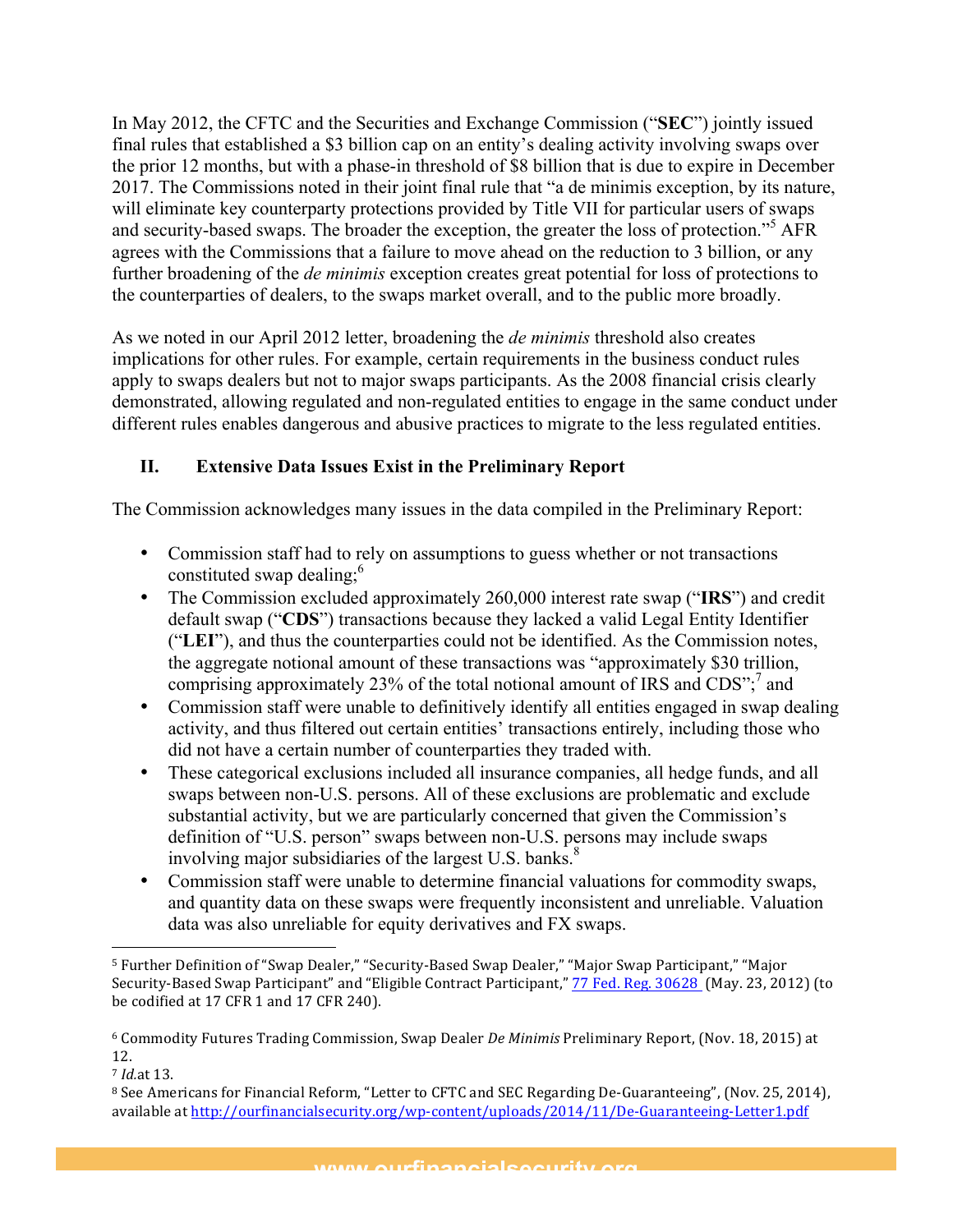In May 2012, the CFTC and the Securities and Exchange Commission ("**SEC**") jointly issued final rules that established a $3 billion cap on an entity's dealing activity involving swaps over the prior 12 months, but with a phase-in threshold of $8 billion that is due to expire in December 2017. The Commissions noted in their joint final rule that "a de minimis exception, by its nature, will eliminate key counterparty protections provided by Title VII for particular users of swaps and security-based swaps. The broader the exception, the greater the loss of protection."[5] AFR agrees with the Commissions that a failure to move ahead on the reduction to 3 billion, or any further broadening of the *de minimis* exception creates great potential for loss of protections to the counterparties of dealers, to the swaps market overall, and to the public more broadly.

As we noted in our April 2012 letter, broadening the *de minimis* threshold also creates implications for other rules. For example, certain requirements in the business conduct rules apply to swaps dealers but not to major swaps participants. As the 2008 financial crisis clearly demonstrated, allowing regulated and non-regulated entities to engage in the same conduct under different rules enables dangerous and abusive practices to migrate to the less regulated entities.

## II. Extensive Data Issues Exist in the Preliminary Report

The Commission acknowledges many issues in the data compiled in the Preliminary Report:

- Commission staff had to rely on assumptions to guess whether or not transactions constituted swap dealing;[6]
- The Commission excluded approximately 260,000 interest rate swap ("**IRS**") and credit default swap ("**CDS**") transactions because they lacked a valid Legal Entity Identifier ("**LEI**"), and thus the counterparties could not be identified. As the Commission notes, the aggregate notional amount of these transactions was "approximately $30 trillion, comprising approximately 23% of the total notional amount of IRS and CDS";[7] and
- Commission staff were unable to definitively identify all entities engaged in swap dealing activity, and thus filtered out certain entities' transactions entirely, including those who did not have a certain number of counterparties they traded with.
- These categorical exclusions included all insurance companies, all hedge funds, and all swaps between non-U.S. persons. All of these exclusions are problematic and exclude substantial activity, but we are particularly concerned that given the Commission's definition of "U.S. person" swaps between non-U.S. persons may include swaps involving major subsidiaries of the largest U.S. banks.[8]
- Commission staff were unable to determine financial valuations for commodity swaps, and quantity data on these swaps were frequently inconsistent and unreliable. Valuation data was also unreliable for equity derivatives and FX swaps.

---

[5] Further Definition of "Swap Dealer," "Security-Based Swap Dealer," "Major Swap Participant," "Major Security-Based Swap Participant" and "Eligible Contract Participant," 77 Fed. Reg. 30628 (May. 23, 2012) (to be codified at 17 CFR 1 and 17 CFR 240).

[6] Commodity Futures Trading Commission, Swap Dealer *De Minimis* Preliminary Report, (Nov. 18, 2015) at 12.

[7] *Id.* at 13.

[8] See Americans for Financial Reform, "Letter to CFTC and SEC Regarding De-Guaranteeing", (Nov. 25, 2014), available at http://ourfinancialsecurity.org/wp-content/uploads/2014/11/De-Guaranteeing-Letter1.pdf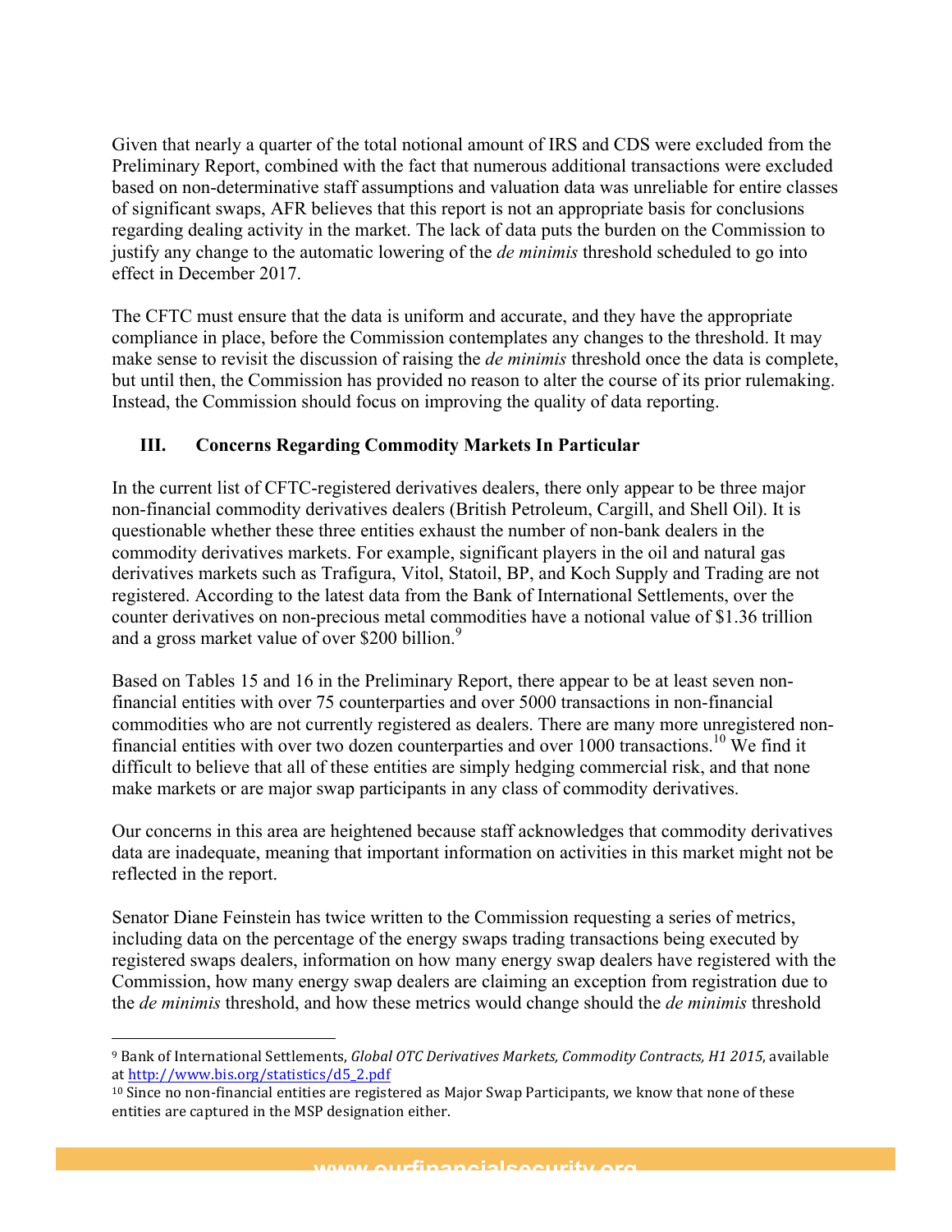Given that nearly a quarter of the total notional amount of IRS and CDS were excluded from the Preliminary Report, combined with the fact that numerous additional transactions were excluded based on non-determinative staff assumptions and valuation data was unreliable for entire classes of significant swaps, AFR believes that this report is not an appropriate basis for conclusions regarding dealing activity in the market. The lack of data puts the burden on the Commission to justify any change to the automatic lowering of the *de minimis* threshold scheduled to go into effect in December 2017.

The CFTC must ensure that the data is uniform and accurate, and they have the appropriate compliance in place, before the Commission contemplates any changes to the threshold. It may make sense to revisit the discussion of raising the *de minimis* threshold once the data is complete, but until then, the Commission has provided no reason to alter the course of its prior rulemaking. Instead, the Commission should focus on improving the quality of data reporting.

## III. Concerns Regarding Commodity Markets In Particular

In the current list of CFTC-registered derivatives dealers, there only appear to be three major non-financial commodity derivatives dealers (British Petroleum, Cargill, and Shell Oil). It is questionable whether these three entities exhaust the number of non-bank dealers in the commodity derivatives markets. For example, significant players in the oil and natural gas derivatives markets such as Trafigura, Vitol, Statoil, BP, and Koch Supply and Trading are not registered. According to the latest data from the Bank of International Settlements, over the counter derivatives on non-precious metal commodities have a notional value of $1.36 trillion and a gross market value of over $200 billion.[9]

Based on Tables 15 and 16 in the Preliminary Report, there appear to be at least seven non-financial entities with over 75 counterparties and over 5000 transactions in non-financial commodities who are not currently registered as dealers. There are many more unregistered non-financial entities with over two dozen counterparties and over 1000 transactions.[10] We find it difficult to believe that all of these entities are simply hedging commercial risk, and that none make markets or are major swap participants in any class of commodity derivatives.

Our concerns in this area are heightened because staff acknowledges that commodity derivatives data are inadequate, meaning that important information on activities in this market might not be reflected in the report.

Senator Diane Feinstein has twice written to the Commission requesting a series of metrics, including data on the percentage of the energy swaps trading transactions being executed by registered swaps dealers, information on how many energy swap dealers have registered with the Commission, how many energy swap dealers are claiming an exception from registration due to the *de minimis* threshold, and how these metrics would change should the *de minimis* threshold

---

[9] Bank of International Settlements, *Global OTC Derivatives Markets, Commodity Contracts, H1 2015*, available at http://www.bis.org/statistics/d5_2.pdf

[10] Since no non-financial entities are registered as Major Swap Participants, we know that none of these entities are captured in the MSP designation either.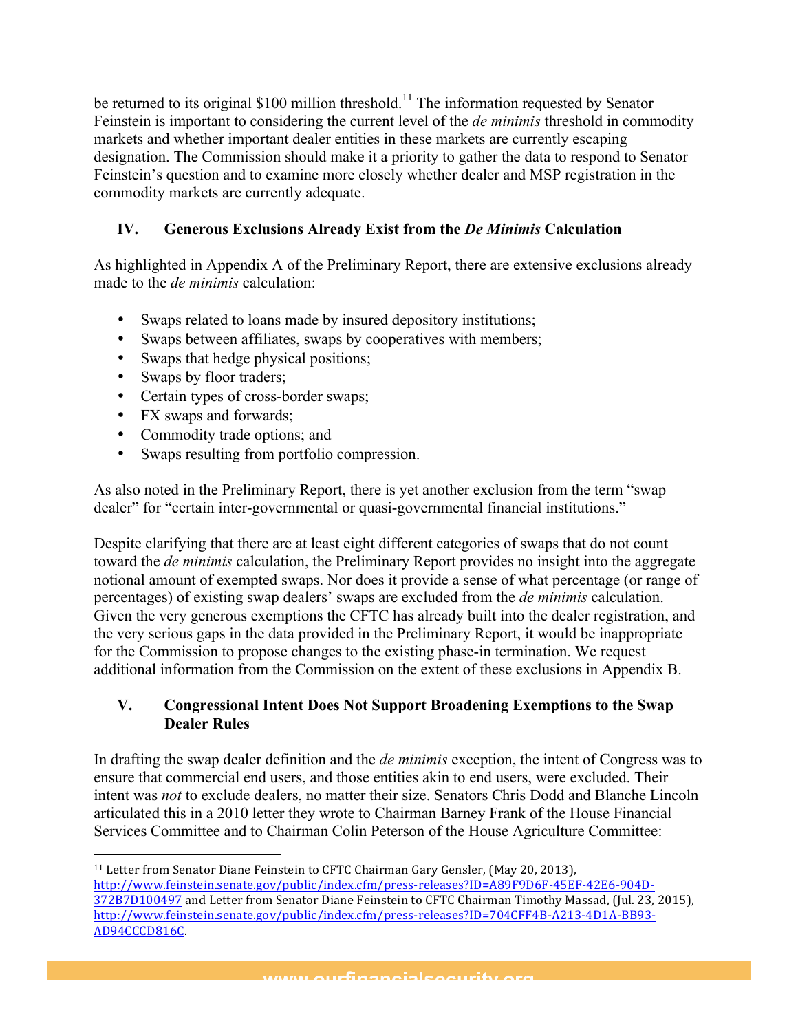be returned to its original $100 million threshold.[11] The information requested by Senator Feinstein is important to considering the current level of the *de minimis* threshold in commodity markets and whether important dealer entities in these markets are currently escaping designation. The Commission should make it a priority to gather the data to respond to Senator Feinstein's question and to examine more closely whether dealer and MSP registration in the commodity markets are currently adequate.

## IV. Generous Exclusions Already Exist from the *De Minimis* Calculation

As highlighted in Appendix A of the Preliminary Report, there are extensive exclusions already made to the *de minimis* calculation:

- Swaps related to loans made by insured depository institutions;
- Swaps between affiliates, swaps by cooperatives with members;
- Swaps that hedge physical positions;
- Swaps by floor traders;
- Certain types of cross-border swaps;
- FX swaps and forwards;
- Commodity trade options; and
- Swaps resulting from portfolio compression.

As also noted in the Preliminary Report, there is yet another exclusion from the term "swap dealer" for "certain inter-governmental or quasi-governmental financial institutions."

Despite clarifying that there are at least eight different categories of swaps that do not count toward the *de minimis* calculation, the Preliminary Report provides no insight into the aggregate notional amount of exempted swaps. Nor does it provide a sense of what percentage (or range of percentages) of existing swap dealers' swaps are excluded from the *de minimis* calculation. Given the very generous exemptions the CFTC has already built into the dealer registration, and the very serious gaps in the data provided in the Preliminary Report, it would be inappropriate for the Commission to propose changes to the existing phase-in termination. We request additional information from the Commission on the extent of these exclusions in Appendix B.

## V. Congressional Intent Does Not Support Broadening Exemptions to the Swap Dealer Rules

In drafting the swap dealer definition and the *de minimis* exception, the intent of Congress was to ensure that commercial end users, and those entities akin to end users, were excluded. Their intent was *not* to exclude dealers, no matter their size. Senators Chris Dodd and Blanche Lincoln articulated this in a 2010 letter they wrote to Chairman Barney Frank of the House Financial Services Committee and to Chairman Colin Peterson of the House Agriculture Committee:

---

[11] Letter from Senator Diane Feinstein to CFTC Chairman Gary Gensler, (May 20, 2013), http://www.feinstein.senate.gov/public/index.cfm/press-releases?ID=A89F9D6F-45EF-42E6-904D-372B7D100497 and Letter from Senator Diane Feinstein to CFTC Chairman Timothy Massad, (Jul. 23, 2015), http://www.feinstein.senate.gov/public/index.cfm/press-releases?ID=704CFF4B-A213-4D1A-BB93-AD94CCCD816C.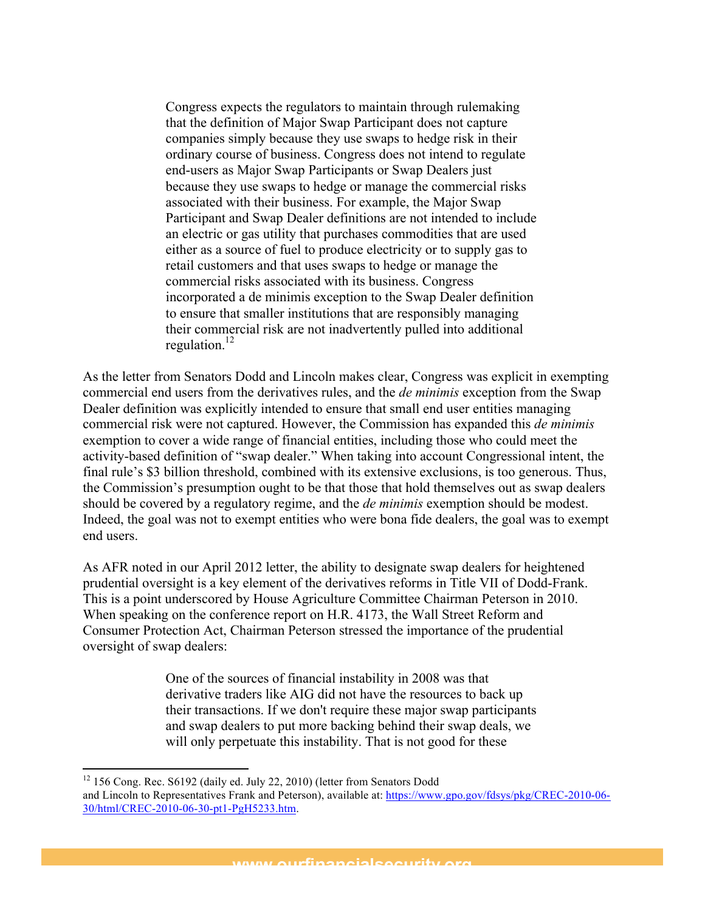> Congress expects the regulators to maintain through rulemaking that the definition of Major Swap Participant does not capture companies simply because they use swaps to hedge risk in their ordinary course of business. Congress does not intend to regulate end-users as Major Swap Participants or Swap Dealers just because they use swaps to hedge or manage the commercial risks associated with their business. For example, the Major Swap Participant and Swap Dealer definitions are not intended to include an electric or gas utility that purchases commodities that are used either as a source of fuel to produce electricity or to supply gas to retail customers and that uses swaps to hedge or manage the commercial risks associated with its business. Congress incorporated a de minimis exception to the Swap Dealer definition to ensure that smaller institutions that are responsibly managing their commercial risk are not inadvertently pulled into additional regulation.[12]

As the letter from Senators Dodd and Lincoln makes clear, Congress was explicit in exempting commercial end users from the derivatives rules, and the *de minimis* exception from the Swap Dealer definition was explicitly intended to ensure that small end user entities managing commercial risk were not captured. However, the Commission has expanded this *de minimis* exemption to cover a wide range of financial entities, including those who could meet the activity-based definition of "swap dealer." When taking into account Congressional intent, the final rule's $3 billion threshold, combined with its extensive exclusions, is too generous. Thus, the Commission's presumption ought to be that those that hold themselves out as swap dealers should be covered by a regulatory regime, and the *de minimis* exemption should be modest. Indeed, the goal was not to exempt entities who were bona fide dealers, the goal was to exempt end users.

As AFR noted in our April 2012 letter, the ability to designate swap dealers for heightened prudential oversight is a key element of the derivatives reforms in Title VII of Dodd-Frank. This is a point underscored by House Agriculture Committee Chairman Peterson in 2010. When speaking on the conference report on H.R. 4173, the Wall Street Reform and Consumer Protection Act, Chairman Peterson stressed the importance of the prudential oversight of swap dealers:

> One of the sources of financial instability in 2008 was that derivative traders like AIG did not have the resources to back up their transactions. If we don't require these major swap participants and swap dealers to put more backing behind their swap deals, we will only perpetuate this instability. That is not good for these

[12] 156 Cong. Rec. S6192 (daily ed. July 22, 2010) (letter from Senators Dodd and Lincoln to Representatives Frank and Peterson), available at: [https://www.gpo.gov/fdsys/pkg/CREC-2010-06-30/html/CREC-2010-06-30-pt1-PgH5233.htm](https://www.gpo.gov/fdsys/pkg/CREC-2010-06-30/html/CREC-2010-06-30-pt1-PgH5233.htm).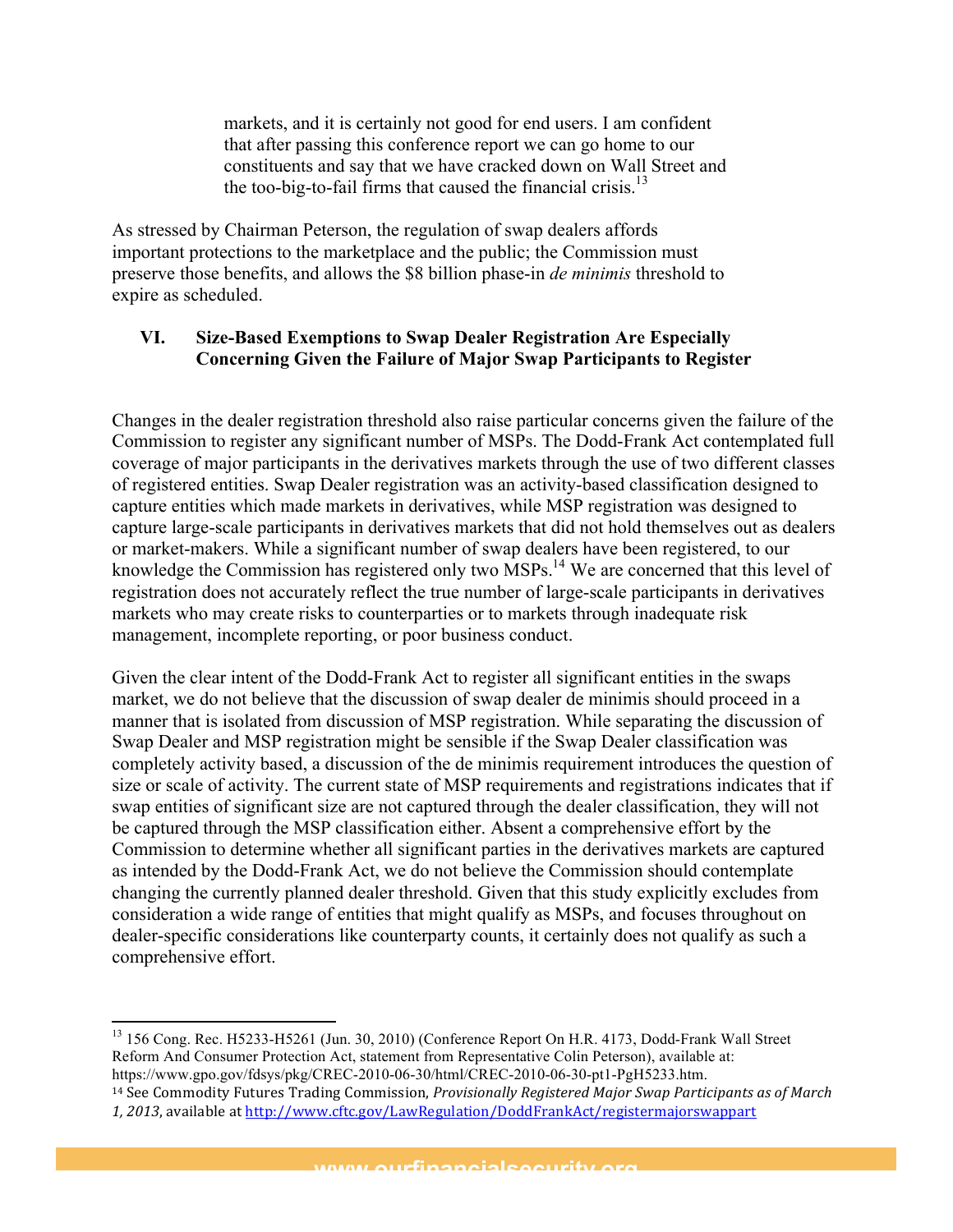> markets, and it is certainly not good for end users. I am confident that after passing this conference report we can go home to our constituents and say that we have cracked down on Wall Street and the too-big-to-fail firms that caused the financial crisis.[13]

As stressed by Chairman Peterson, the regulation of swap dealers affords important protections to the marketplace and the public; the Commission must preserve those benefits, and allows the $8 billion phase-in *de minimis* threshold to expire as scheduled.

## VI. Size-Based Exemptions to Swap Dealer Registration Are Especially Concerning Given the Failure of Major Swap Participants to Register

Changes in the dealer registration threshold also raise particular concerns given the failure of the Commission to register any significant number of MSPs. The Dodd-Frank Act contemplated full coverage of major participants in the derivatives markets through the use of two different classes of registered entities. Swap Dealer registration was an activity-based classification designed to capture entities which made markets in derivatives, while MSP registration was designed to capture large-scale participants in derivatives markets that did not hold themselves out as dealers or market-makers. While a significant number of swap dealers have been registered, to our knowledge the Commission has registered only two MSPs.[14] We are concerned that this level of registration does not accurately reflect the true number of large-scale participants in derivatives markets who may create risks to counterparties or to markets through inadequate risk management, incomplete reporting, or poor business conduct.

Given the clear intent of the Dodd-Frank Act to register all significant entities in the swaps market, we do not believe that the discussion of swap dealer de minimis should proceed in a manner that is isolated from discussion of MSP registration. While separating the discussion of Swap Dealer and MSP registration might be sensible if the Swap Dealer classification was completely activity based, a discussion of the de minimis requirement introduces the question of size or scale of activity. The current state of MSP requirements and registrations indicates that if swap entities of significant size are not captured through the dealer classification, they will not be captured through the MSP classification either. Absent a comprehensive effort by the Commission to determine whether all significant parties in the derivatives markets are captured as intended by the Dodd-Frank Act, we do not believe the Commission should contemplate changing the currently planned dealer threshold. Given that this study explicitly excludes from consideration a wide range of entities that might qualify as MSPs, and focuses throughout on dealer-specific considerations like counterparty counts, it certainly does not qualify as such a comprehensive effort.

---

[13] 156 Cong. Rec. H5233-H5261 (Jun. 30, 2010) (Conference Report On H.R. 4173, Dodd-Frank Wall Street Reform And Consumer Protection Act, statement from Representative Colin Peterson), available at: https://www.gpo.gov/fdsys/pkg/CREC-2010-06-30/html/CREC-2010-06-30-pt1-PgH5233.htm.

[14] See Commodity Futures Trading Commission, *Provisionally Registered Major Swap Participants as of March 1, 2013*, available at http://www.cftc.gov/LawRegulation/DoddFrankAct/registermajorswappart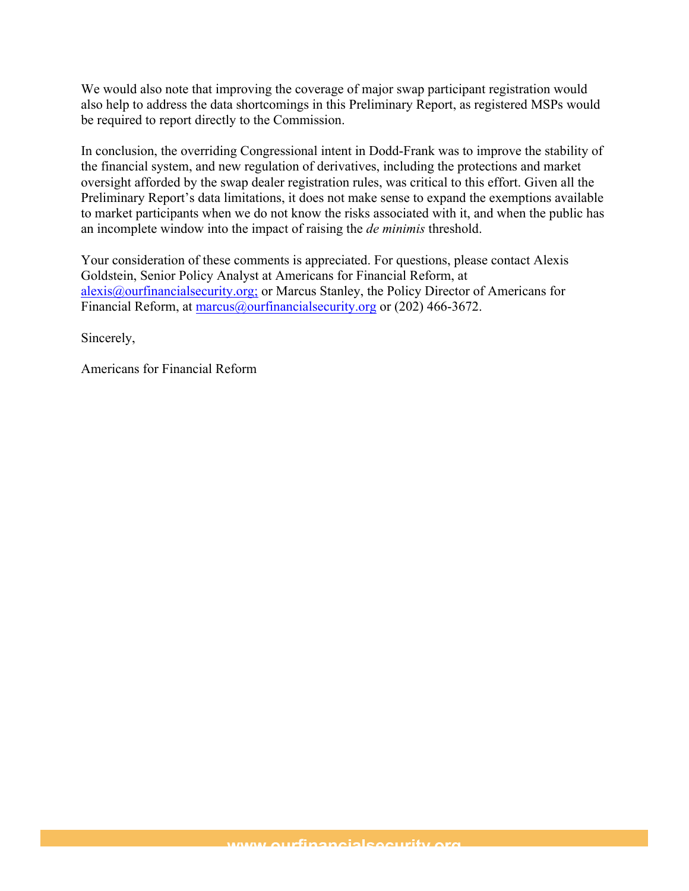We would also note that improving the coverage of major swap participant registration would also help to address the data shortcomings in this Preliminary Report, as registered MSPs would be required to report directly to the Commission.

In conclusion, the overriding Congressional intent in Dodd-Frank was to improve the stability of the financial system, and new regulation of derivatives, including the protections and market oversight afforded by the swap dealer registration rules, was critical to this effort. Given all the Preliminary Report's data limitations, it does not make sense to expand the exemptions available to market participants when we do not know the risks associated with it, and when the public has an incomplete window into the impact of raising the *de minimis* threshold.

Your consideration of these comments is appreciated. For questions, please contact Alexis Goldstein, Senior Policy Analyst at Americans for Financial Reform, at alexis@ourfinancialsecurity.org; or Marcus Stanley, the Policy Director of Americans for Financial Reform, at marcus@ourfinancialsecurity.org or (202) 466-3672.

Sincerely,

Americans for Financial Reform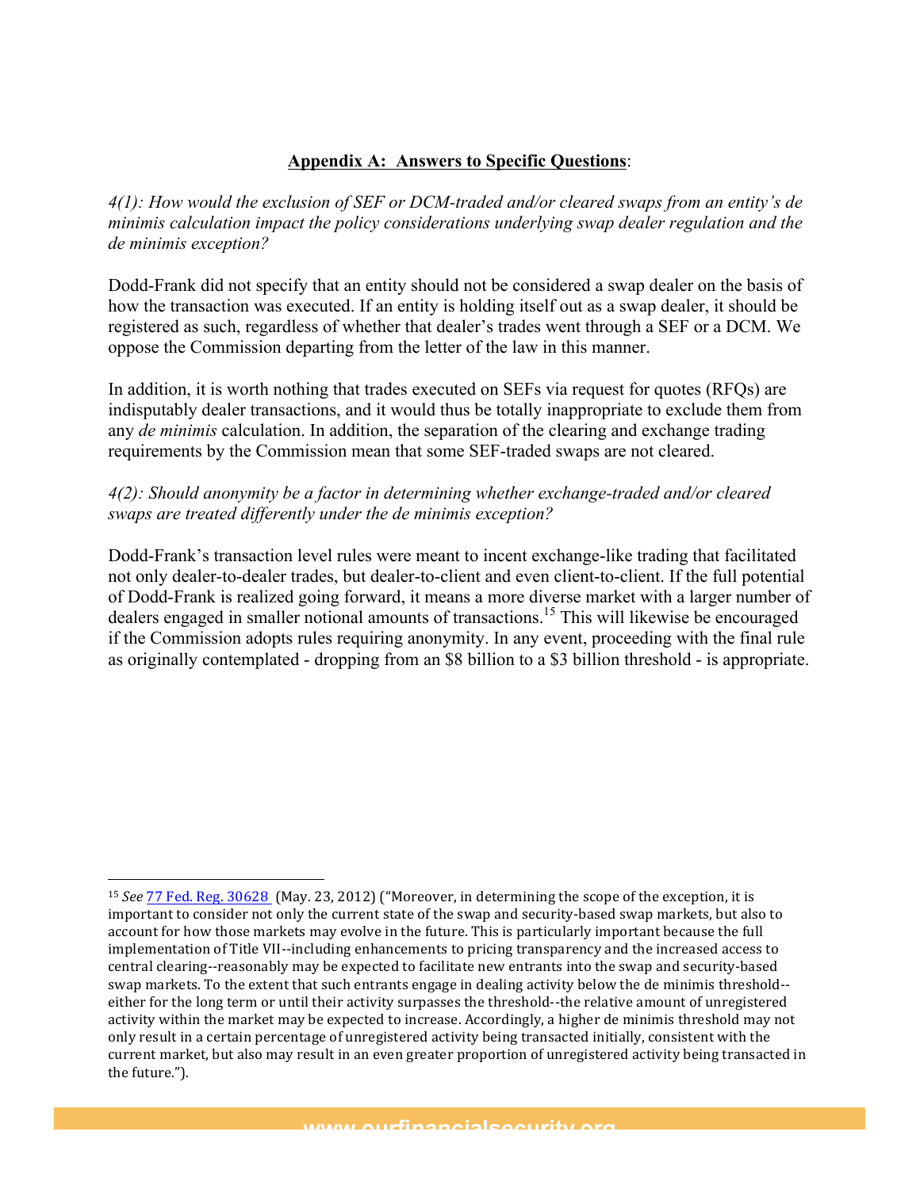## Appendix A: Answers to Specific Questions:

*4(1): How would the exclusion of SEF or DCM-traded and/or cleared swaps from an entity's de minimis calculation impact the policy considerations underlying swap dealer regulation and the de minimis exception?*

Dodd-Frank did not specify that an entity should not be considered a swap dealer on the basis of how the transaction was executed. If an entity is holding itself out as a swap dealer, it should be registered as such, regardless of whether that dealer's trades went through a SEF or a DCM. We oppose the Commission departing from the letter of the law in this manner.

In addition, it is worth nothing that trades executed on SEFs via request for quotes (RFQs) are indisputably dealer transactions, and it would thus be totally inappropriate to exclude them from any *de minimis* calculation. In addition, the separation of the clearing and exchange trading requirements by the Commission mean that some SEF-traded swaps are not cleared.

*4(2): Should anonymity be a factor in determining whether exchange-traded and/or cleared swaps are treated differently under the de minimis exception?*

Dodd-Frank's transaction level rules were meant to incent exchange-like trading that facilitated not only dealer-to-dealer trades, but dealer-to-client and even client-to-client. If the full potential of Dodd-Frank is realized going forward, it means a more diverse market with a larger number of dealers engaged in smaller notional amounts of transactions.[15] This will likewise be encouraged if the Commission adopts rules requiring anonymity. In any event, proceeding with the final rule as originally contemplated - dropping from an $8 billion to a $3 billion threshold - is appropriate.

---

[15] *See* 77 Fed. Reg. 30628 (May. 23, 2012) ("Moreover, in determining the scope of the exception, it is important to consider not only the current state of the swap and security-based swap markets, but also to account for how those markets may evolve in the future. This is particularly important because the full implementation of Title VII--including enhancements to pricing transparency and the increased access to central clearing--reasonably may be expected to facilitate new entrants into the swap and security-based swap markets. To the extent that such entrants engage in dealing activity below the de minimis threshold--either for the long term or until their activity surpasses the threshold--the relative amount of unregistered activity within the market may be expected to increase. Accordingly, a higher de minimis threshold may not only result in a certain percentage of unregistered activity being transacted initially, consistent with the current market, but also may result in an even greater proportion of unregistered activity being transacted in the future.").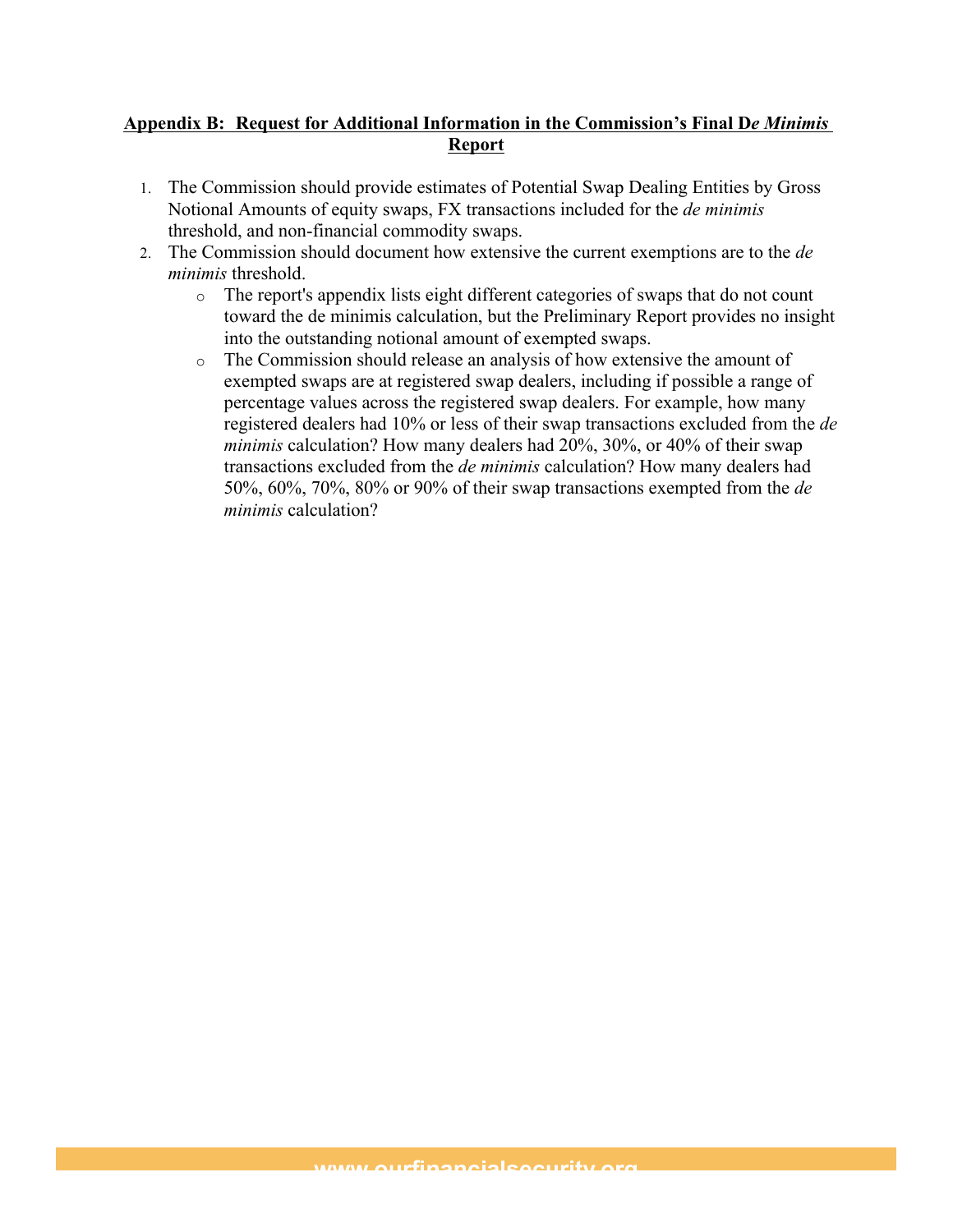## Appendix B: Request for Additional Information in the Commission's Final D*e Minimis* Report

1. The Commission should provide estimates of Potential Swap Dealing Entities by Gross Notional Amounts of equity swaps, FX transactions included for the *de minimis* threshold, and non-financial commodity swaps.
2. The Commission should document how extensive the current exemptions are to the *de minimis* threshold.
    - The report's appendix lists eight different categories of swaps that do not count toward the de minimis calculation, but the Preliminary Report provides no insight into the outstanding notional amount of exempted swaps.
    - The Commission should release an analysis of how extensive the amount of exempted swaps are at registered swap dealers, including if possible a range of percentage values across the registered swap dealers. For example, how many registered dealers had 10% or less of their swap transactions excluded from the *de minimis* calculation? How many dealers had 20%, 30%, or 40% of their swap transactions excluded from the *de minimis* calculation? How many dealers had 50%, 60%, 70%, 80% or 90% of their swap transactions exempted from the *de minimis* calculation?